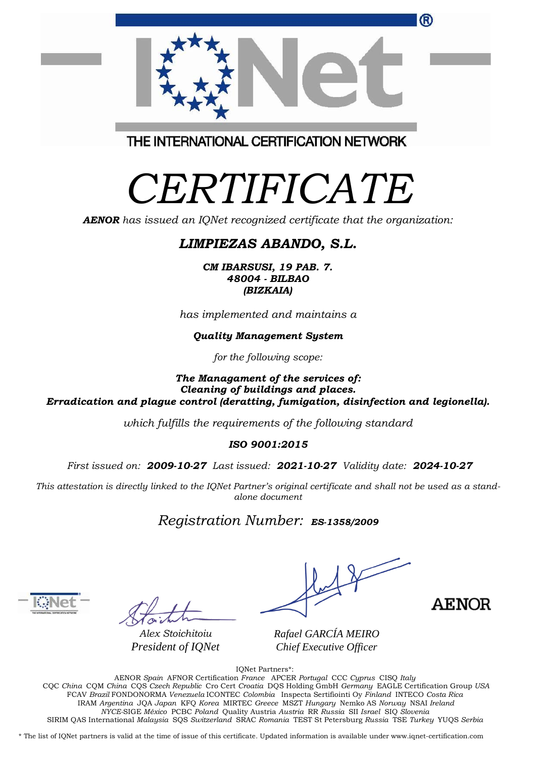THE INTERNATIONAL CERTIFICATION NETWORK

# *CERTIFICATE*

***AENOR*** *has issued an IQNet recognized certificate that the organization:*

## ***LIMPIEZAS ABANDO, S.L.***

***CM IBARSUSI, 19 PAB. 7.***
***48004 - BILBAO***
***(BIZKAIA)***

*has implemented and maintains a*

***Quality Management System***

*for the following scope:*

***The Managament of the services of:***
***Cleaning of buildings and places.***
***Erradication and plague control (deratting, fumigation, disinfection and legionella).***

*which fulfills the requirements of the following standard*

***ISO 9001:2015***

*First issued on:* ***2009-10-27*** *Last issued:* ***2021-10-27*** *Validity date:* ***2024-10-27***

*This attestation is directly linked to the IQNet Partner's original certificate and shall not be used as a stand-alone document*

*Registration Number:* ***ES-1358/2009***

*Alex Stoichitoiu*
*President of IQNet*

*Rafael GARCÍA MEIRO*
*Chief Executive Officer*

AENOR

IQNet Partners*:

AENOR *Spain* AFNOR Certification *France* APCER *Portugal* CCC *Cyprus* CISQ *Italy*
CQC *China* CQM *China* CQS *Czech Republic* Cro Cert *Croatia* DQS Holding GmbH *Germany* EAGLE Certification Group *USA*
FCAV *Brazil* FONDONORMA *Venezuela* ICONTEC *Colombia* Inspecta Sertifiointi Oy *Finland* INTECO *Costa Rica*
IRAM *Argentina* JQA *Japan* KFQ *Korea* MIRTEC *Greece* MSZT *Hungary* Nemko AS *Norway* NSAI *Ireland*
*NYCE*-SIGE *México* PCBC *Poland* Quality Austria *Austria* RR *Russia* SII *Israel* SIQ *Slovenia*
SIRIM QAS International *Malaysia* SQS *Switzerland* SRAC *Romania* TEST St Petersburg *Russia* TSE *Turkey* YUQS *Serbia*

* The list of IQNet partners is valid at the time of issue of this certificate. Updated information is available under www.iqnet-certification.com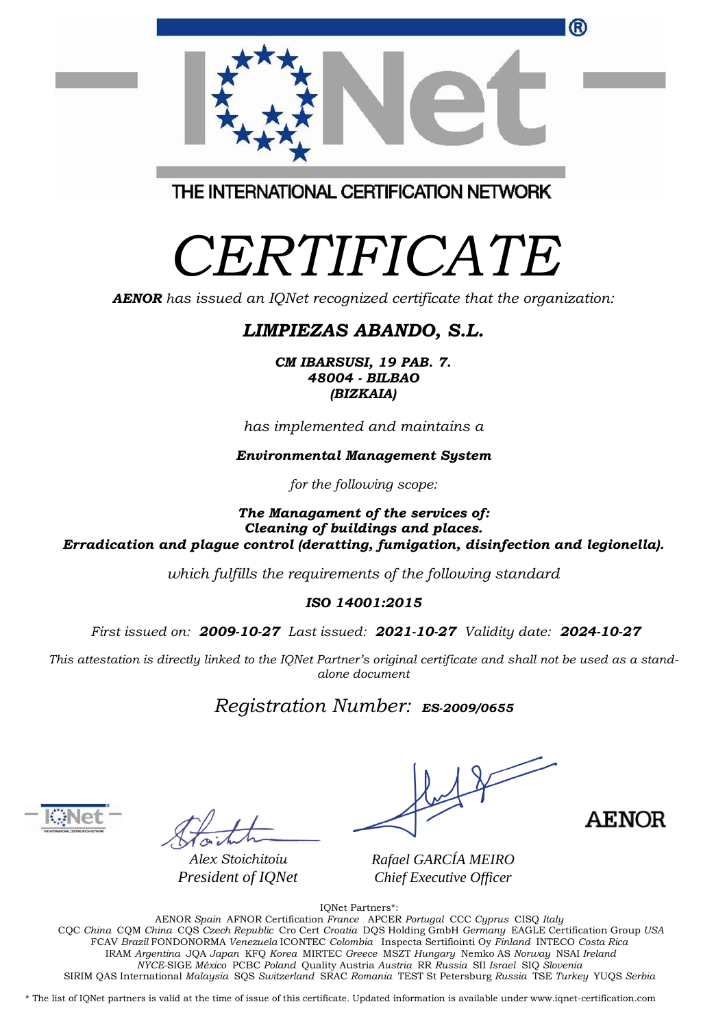THE INTERNATIONAL CERTIFICATION NETWORK

# *CERTIFICATE*

***AENOR*** *has issued an IQNet recognized certificate that the organization:*

## ***LIMPIEZAS ABANDO, S.L.***

***CM IBARSUSI, 19 PAB. 7.***
***48004 - BILBAO***
***(BIZKAIA)***

*has implemented and maintains a*

***Environmental Management System***

*for the following scope:*

***The Managament of the services of:***
***Cleaning of buildings and places.***
***Erradication and plague control (deratting, fumigation, disinfection and legionella).***

*which fulfills the requirements of the following standard*

***ISO 14001:2015***

*First issued on:* ***2009-10-27*** *Last issued:* ***2021-10-27*** *Validity date:* ***2024-10-27***

*This attestation is directly linked to the IQNet Partner's original certificate and shall not be used as a stand-alone document*

*Registration Number:* ***ES-2009/0655***

*Alex Stoichitoiu*
*President of IQNet*

*Rafael GARCÍA MEIRO*
*Chief Executive Officer*

AENOR

IQNet Partners*:

AENOR *Spain* AFNOR Certification *France* APCER *Portugal* CCC *Cyprus* CISQ *Italy*
CQC *China* CQM *China* CQS *Czech Republic* Cro Cert *Croatia* DQS Holding GmbH *Germany* EAGLE Certification Group *USA*
FCAV *Brazil* FONDONORMA *Venezuela* ICONTEC *Colombia* Inspecta Sertifiointi Oy *Finland* INTECO *Costa Rica*
IRAM *Argentina* JQA *Japan* KFQ *Korea* MIRTEC *Greece* MSZT *Hungary* Nemko AS *Norway* NSAI *Ireland*
*NYCE*-SIGE *México* PCBC *Poland* Quality Austria *Austria* RR *Russia* SII *Israel* SIQ *Slovenia*
SIRIM QAS International *Malaysia* SQS *Switzerland* SRAC *Romania* TEST St Petersburg *Russia* TSE *Turkey* YUQS *Serbia*

* The list of IQNet partners is valid at the time of issue of this certificate. Updated information is available under www.iqnet-certification.com